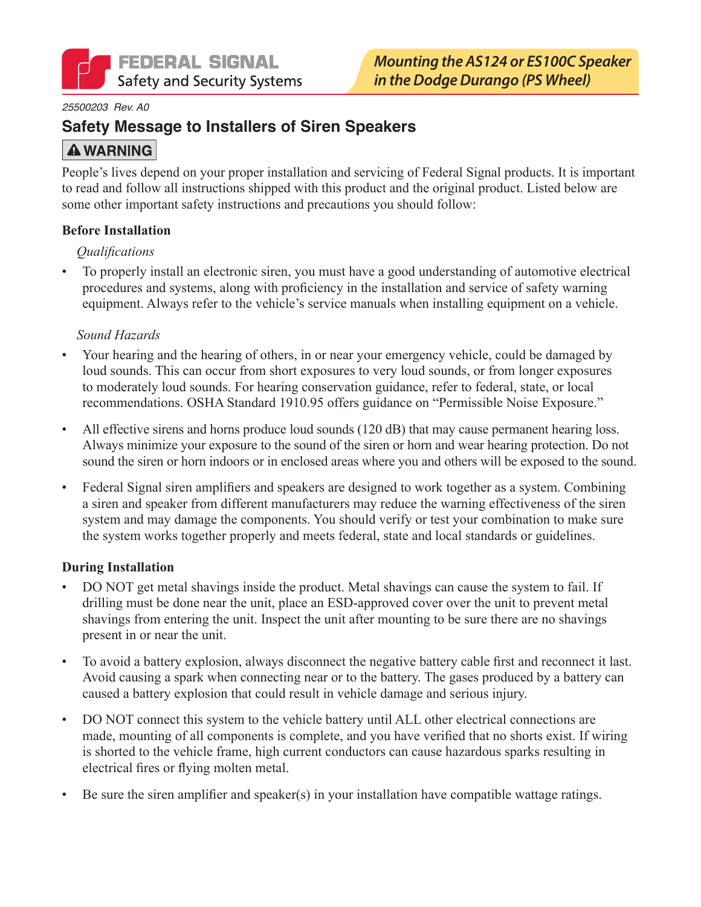FEDERAL SIGNAL
Safety and Security Systems

**Mounting the AS124 or ES100C Speaker in the Dodge Durango (PS Wheel)**

25500203 Rev. A0

## Safety Message to Installers of Siren Speakers

**⚠ WARNING**

People's lives depend on your proper installation and servicing of Federal Signal products. It is important to read and follow all instructions shipped with this product and the original product. Listed below are some other important safety instructions and precautions you should follow:

### Before Installation

*Qualifications*

- To properly install an electronic siren, you must have a good understanding of automotive electrical procedures and systems, along with proficiency in the installation and service of safety warning equipment. Always refer to the vehicle's service manuals when installing equipment on a vehicle.

*Sound Hazards*

- Your hearing and the hearing of others, in or near your emergency vehicle, could be damaged by loud sounds. This can occur from short exposures to very loud sounds, or from longer exposures to moderately loud sounds. For hearing conservation guidance, refer to federal, state, or local recommendations. OSHA Standard 1910.95 offers guidance on "Permissible Noise Exposure."
- All effective sirens and horns produce loud sounds (120 dB) that may cause permanent hearing loss. Always minimize your exposure to the sound of the siren or horn and wear hearing protection. Do not sound the siren or horn indoors or in enclosed areas where you and others will be exposed to the sound.
- Federal Signal siren amplifiers and speakers are designed to work together as a system. Combining a siren and speaker from different manufacturers may reduce the warning effectiveness of the siren system and may damage the components. You should verify or test your combination to make sure the system works together properly and meets federal, state and local standards or guidelines.

### During Installation

- DO NOT get metal shavings inside the product. Metal shavings can cause the system to fail. If drilling must be done near the unit, place an ESD-approved cover over the unit to prevent metal shavings from entering the unit. Inspect the unit after mounting to be sure there are no shavings present in or near the unit.
- To avoid a battery explosion, always disconnect the negative battery cable first and reconnect it last. Avoid causing a spark when connecting near or to the battery. The gases produced by a battery can caused a battery explosion that could result in vehicle damage and serious injury.
- DO NOT connect this system to the vehicle battery until ALL other electrical connections are made, mounting of all components is complete, and you have verified that no shorts exist. If wiring is shorted to the vehicle frame, high current conductors can cause hazardous sparks resulting in electrical fires or flying molten metal.
- Be sure the siren amplifier and speaker(s) in your installation have compatible wattage ratings.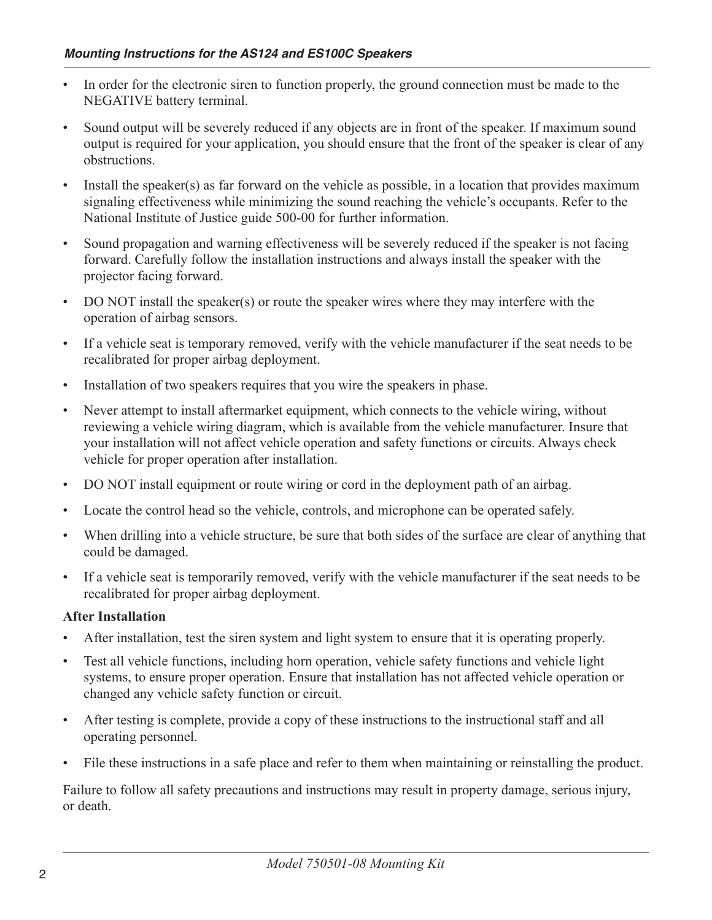- In order for the electronic siren to function properly, the ground connection must be made to the NEGATIVE battery terminal.
- Sound output will be severely reduced if any objects are in front of the speaker. If maximum sound output is required for your application, you should ensure that the front of the speaker is clear of any obstructions.
- Install the speaker(s) as far forward on the vehicle as possible, in a location that provides maximum signaling effectiveness while minimizing the sound reaching the vehicle's occupants. Refer to the National Institute of Justice guide 500-00 for further information.
- Sound propagation and warning effectiveness will be severely reduced if the speaker is not facing forward. Carefully follow the installation instructions and always install the speaker with the projector facing forward.
- DO NOT install the speaker(s) or route the speaker wires where they may interfere with the operation of airbag sensors.
- If a vehicle seat is temporary removed, verify with the vehicle manufacturer if the seat needs to be recalibrated for proper airbag deployment.
- Installation of two speakers requires that you wire the speakers in phase.
- Never attempt to install aftermarket equipment, which connects to the vehicle wiring, without reviewing a vehicle wiring diagram, which is available from the vehicle manufacturer. Insure that your installation will not affect vehicle operation and safety functions or circuits. Always check vehicle for proper operation after installation.
- DO NOT install equipment or route wiring or cord in the deployment path of an airbag.
- Locate the control head so the vehicle, controls, and microphone can be operated safely.
- When drilling into a vehicle structure, be sure that both sides of the surface are clear of anything that could be damaged.
- If a vehicle seat is temporarily removed, verify with the vehicle manufacturer if the seat needs to be recalibrated for proper airbag deployment.

**After Installation**

- After installation, test the siren system and light system to ensure that it is operating properly.
- Test all vehicle functions, including horn operation, vehicle safety functions and vehicle light systems, to ensure proper operation. Ensure that installation has not affected vehicle operation or changed any vehicle safety function or circuit.
- After testing is complete, provide a copy of these instructions to the instructional staff and all operating personnel.
- File these instructions in a safe place and refer to them when maintaining or reinstalling the product.

Failure to follow all safety precautions and instructions may result in property damage, serious injury, or death.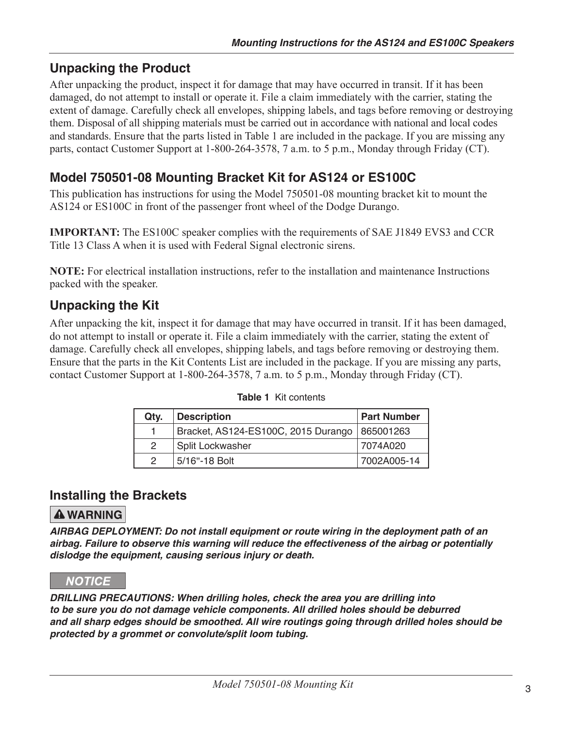## Unpacking the Product

After unpacking the product, inspect it for damage that may have occurred in transit. If it has been damaged, do not attempt to install or operate it. File a claim immediately with the carrier, stating the extent of damage. Carefully check all envelopes, shipping labels, and tags before removing or destroying them. Disposal of all shipping materials must be carried out in accordance with national and local codes and standards. Ensure that the parts listed in Table 1 are included in the package. If you are missing any parts, contact Customer Support at 1-800-264-3578, 7 a.m. to 5 p.m., Monday through Friday (CT).

## Model 750501-08 Mounting Bracket Kit for AS124 or ES100C

This publication has instructions for using the Model 750501-08 mounting bracket kit to mount the AS124 or ES100C in front of the passenger front wheel of the Dodge Durango.

**IMPORTANT:** The ES100C speaker complies with the requirements of SAE J1849 EVS3 and CCR Title 13 Class A when it is used with Federal Signal electronic sirens.

**NOTE:** For electrical installation instructions, refer to the installation and maintenance Instructions packed with the speaker.

## Unpacking the Kit

After unpacking the kit, inspect it for damage that may have occurred in transit. If it has been damaged, do not attempt to install or operate it. File a claim immediately with the carrier, stating the extent of damage. Carefully check all envelopes, shipping labels, and tags before removing or destroying them. Ensure that the parts in the Kit Contents List are included in the package. If you are missing any parts, contact Customer Support at 1-800-264-3578, 7 a.m. to 5 p.m., Monday through Friday (CT).

**Table 1** Kit contents

| Qty. | Description | Part Number |
|---|---|---|
| 1 | Bracket, AS124-ES100C, 2015 Durango | 865001263 |
| 2 | Split Lockwasher | 7074A020 |
| 2 | 5/16"-18 Bolt | 7002A005-14 |

## Installing the Brackets

**⚠ WARNING**

***AIRBAG DEPLOYMENT: Do not install equipment or route wiring in the deployment path of an airbag. Failure to observe this warning will reduce the effectiveness of the airbag or potentially dislodge the equipment, causing serious injury or death.***

**NOTICE**

***DRILLING PRECAUTIONS: When drilling holes, check the area you are drilling into to be sure you do not damage vehicle components. All drilled holes should be deburred and all sharp edges should be smoothed. All wire routings going through drilled holes should be protected by a grommet or convolute/split loom tubing.***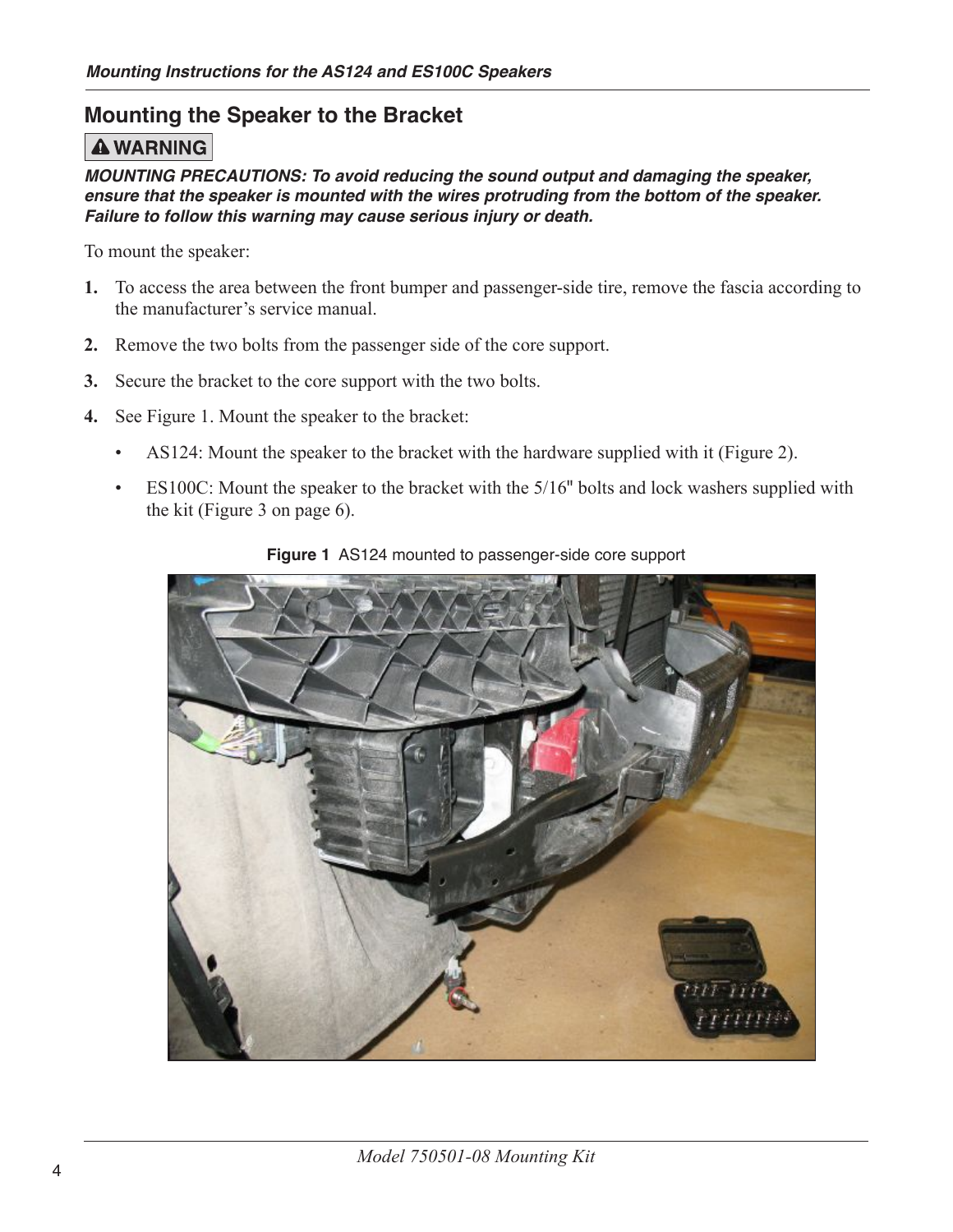## Mounting the Speaker to the Bracket

**⚠ WARNING**

***MOUNTING PRECAUTIONS: To avoid reducing the sound output and damaging the speaker, ensure that the speaker is mounted with the wires protruding from the bottom of the speaker. Failure to follow this warning may cause serious injury or death.***

To mount the speaker:

1. To access the area between the front bumper and passenger-side tire, remove the fascia according to the manufacturer's service manual.
2. Remove the two bolts from the passenger side of the core support.
3. Secure the bracket to the core support with the two bolts.
4. See Figure 1. Mount the speaker to the bracket:
   - AS124: Mount the speaker to the bracket with the hardware supplied with it (Figure 2).
   - ES100C: Mount the speaker to the bracket with the 5/16" bolts and lock washers supplied with the kit (Figure 3 on page 6).

**Figure 1** AS124 mounted to passenger-side core support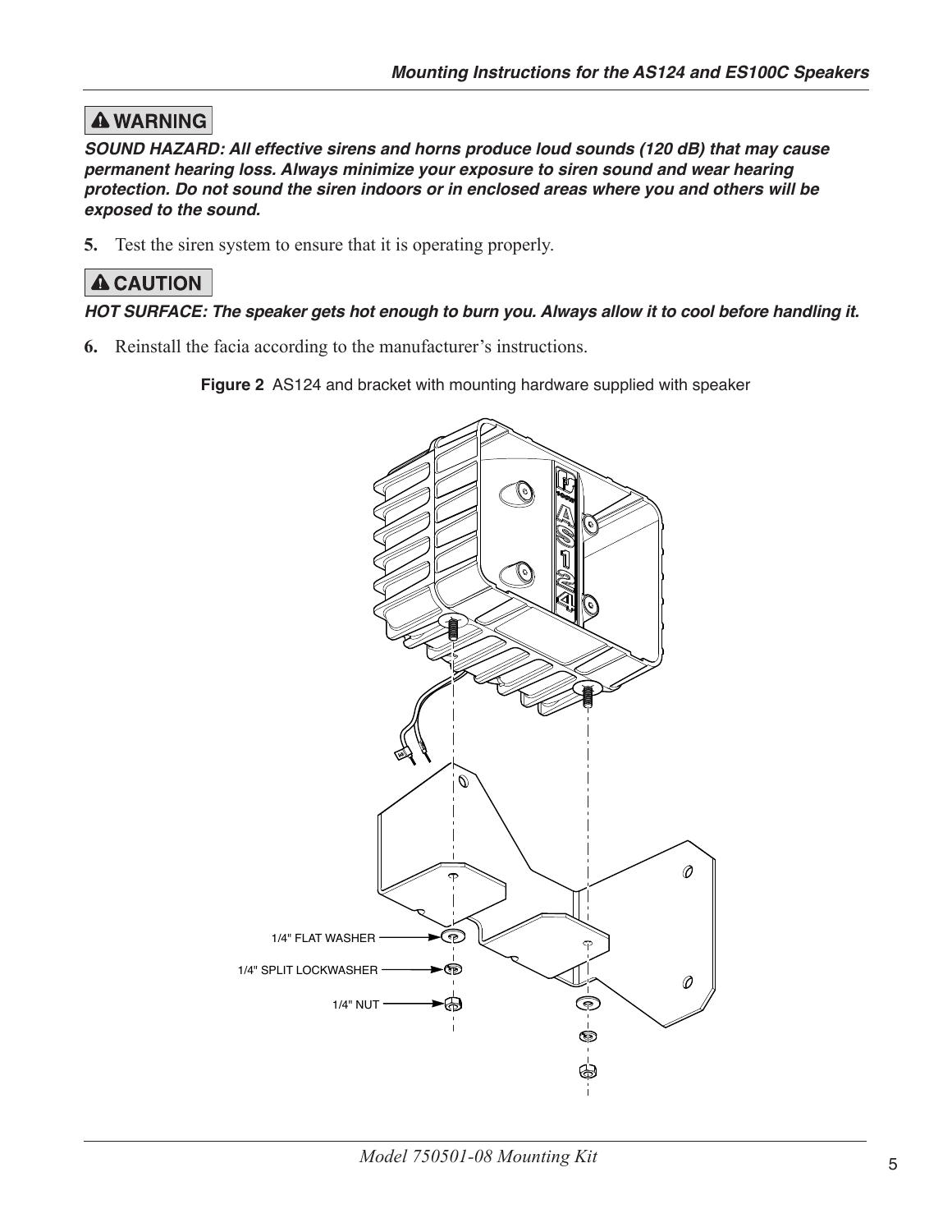**⚠ WARNING**

***SOUND HAZARD: All effective sirens and horns produce loud sounds (120 dB) that may cause permanent hearing loss. Always minimize your exposure to siren sound and wear hearing protection. Do not sound the siren indoors or in enclosed areas where you and others will be exposed to the sound.***

**5.** Test the siren system to ensure that it is operating properly.

**⚠ CAUTION**

***HOT SURFACE: The speaker gets hot enough to burn you. Always allow it to cool before handling it.***

**6.** Reinstall the facia according to the manufacturer's instructions.

**Figure 2** AS124 and bracket with mounting hardware supplied with speaker

1/4" FLAT WASHER

1/4" SPLIT LOCKWASHER

1/4" NUT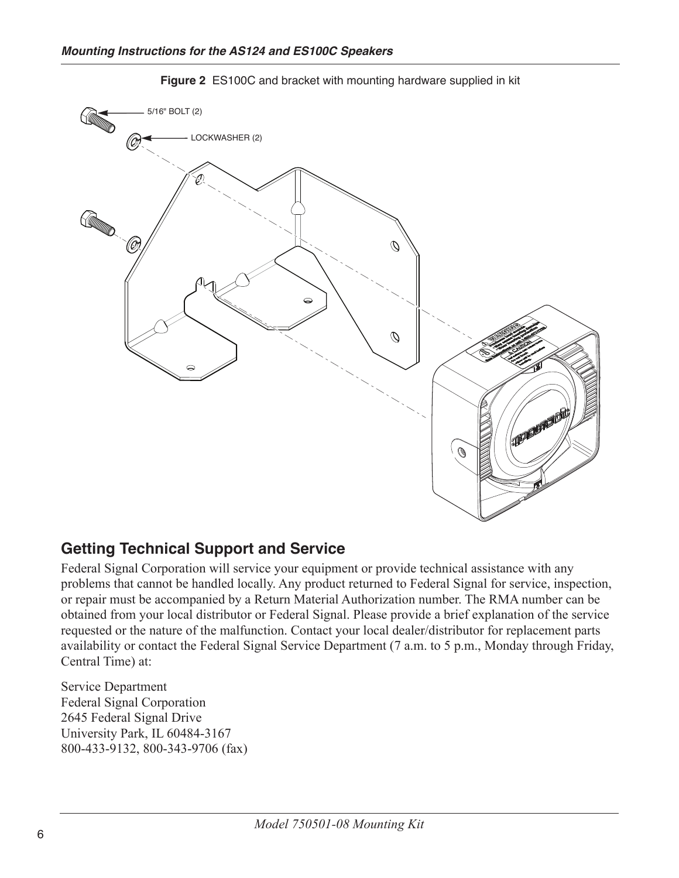**Figure 2** ES100C and bracket with mounting hardware supplied in kit

5/16" BOLT (2)

LOCKWASHER (2)

## Getting Technical Support and Service

Federal Signal Corporation will service your equipment or provide technical assistance with any problems that cannot be handled locally. Any product returned to Federal Signal for service, inspection, or repair must be accompanied by a Return Material Authorization number. The RMA number can be obtained from your local distributor or Federal Signal. Please provide a brief explanation of the service requested or the nature of the malfunction. Contact your local dealer/distributor for replacement parts availability or contact the Federal Signal Service Department (7 a.m. to 5 p.m., Monday through Friday, Central Time) at:

Service Department
Federal Signal Corporation
2645 Federal Signal Drive
University Park, IL 60484-3167
800-433-9132, 800-343-9706 (fax)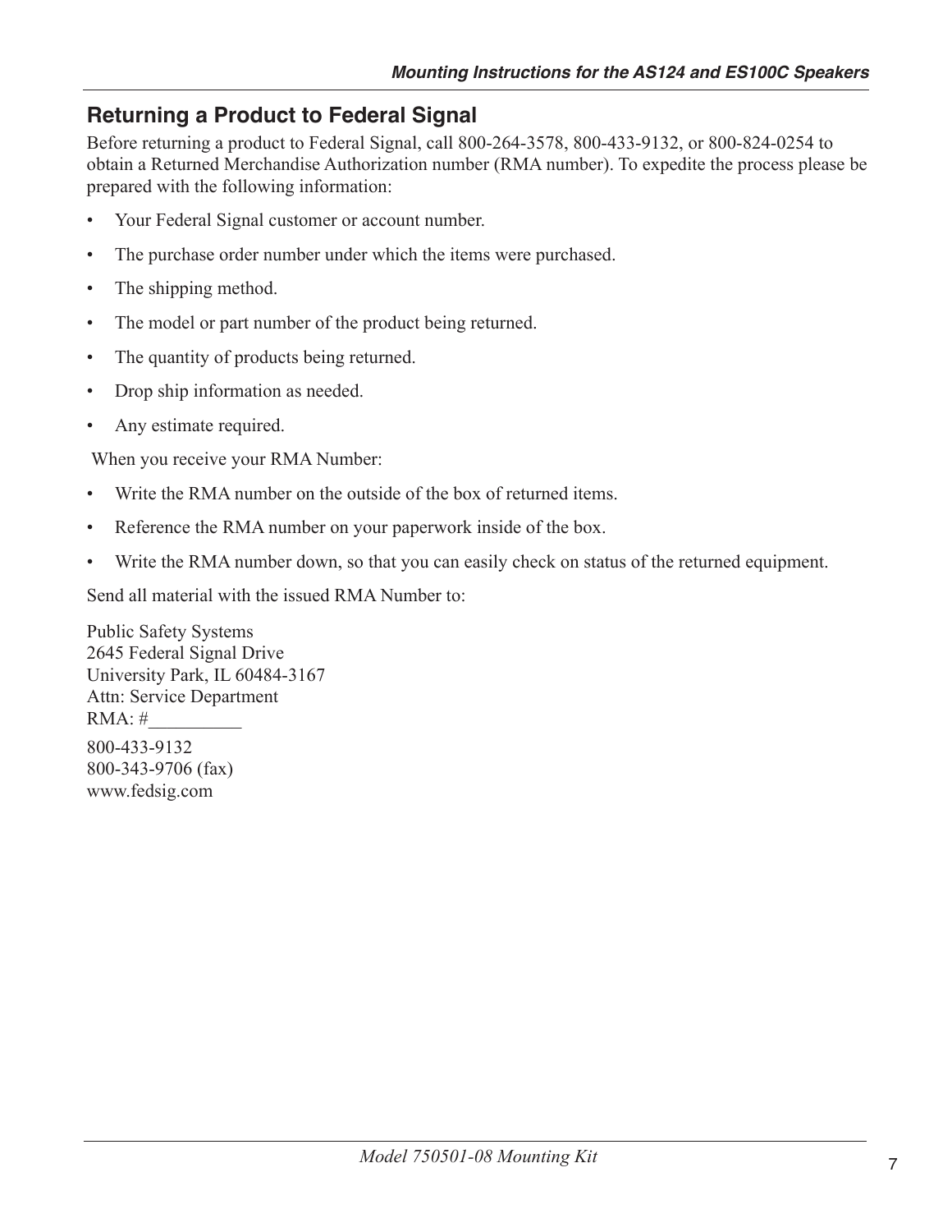## Returning a Product to Federal Signal

Before returning a product to Federal Signal, call 800-264-3578, 800-433-9132, or 800-824-0254 to obtain a Returned Merchandise Authorization number (RMA number). To expedite the process please be prepared with the following information:

- Your Federal Signal customer or account number.
- The purchase order number under which the items were purchased.
- The shipping method.
- The model or part number of the product being returned.
- The quantity of products being returned.
- Drop ship information as needed.
- Any estimate required.

When you receive your RMA Number:

- Write the RMA number on the outside of the box of returned items.
- Reference the RMA number on your paperwork inside of the box.
- Write the RMA number down, so that you can easily check on status of the returned equipment.

Send all material with the issued RMA Number to:

Public Safety Systems
2645 Federal Signal Drive
University Park, IL 60484-3167
Attn: Service Department
RMA: #__________

800-433-9132
800-343-9706 (fax)
www.fedsig.com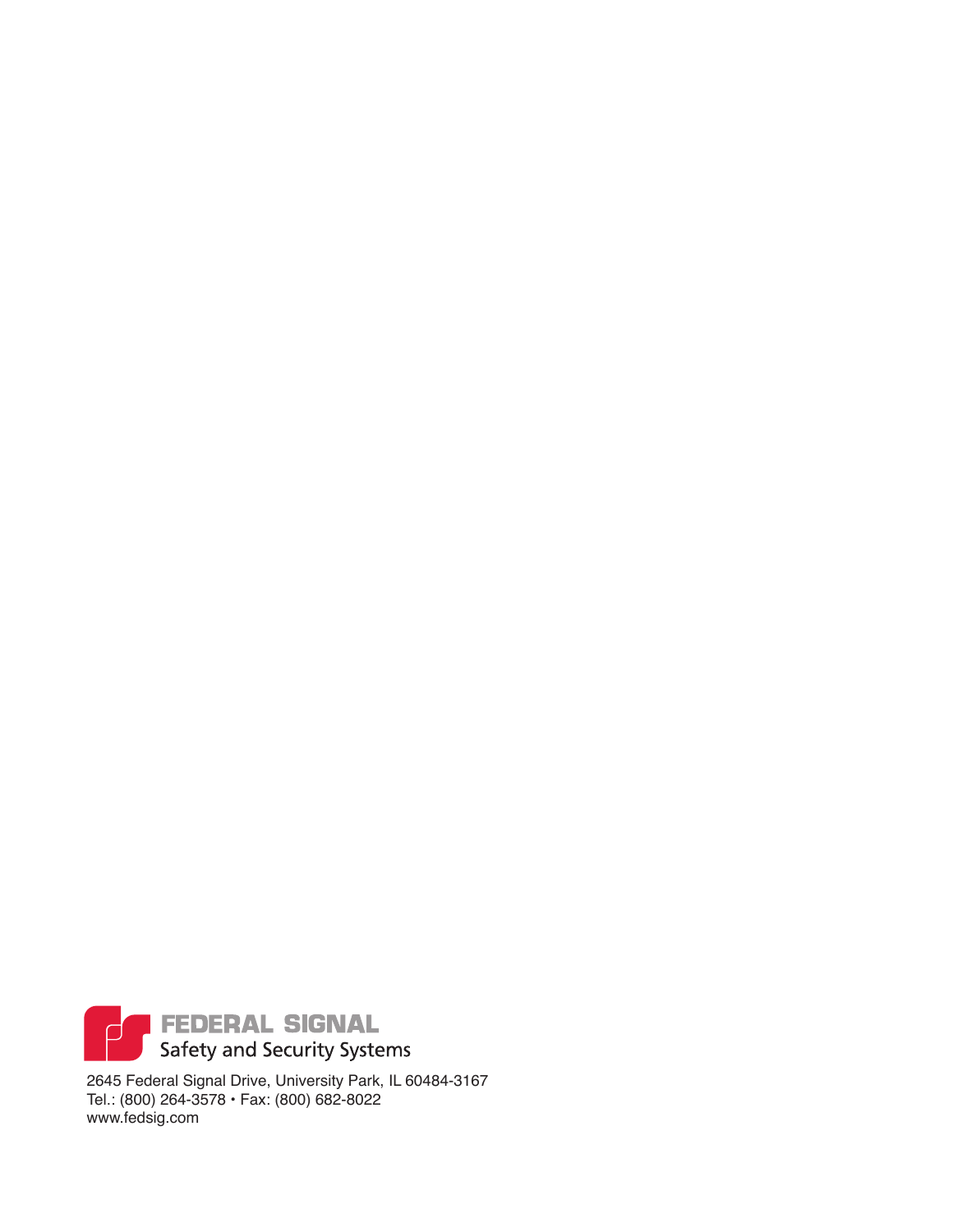**FEDERAL SIGNAL**
Safety and Security Systems

2645 Federal Signal Drive, University Park, IL 60484-3167
Tel.: (800) 264-3578 • Fax: (800) 682-8022
www.fedsig.com